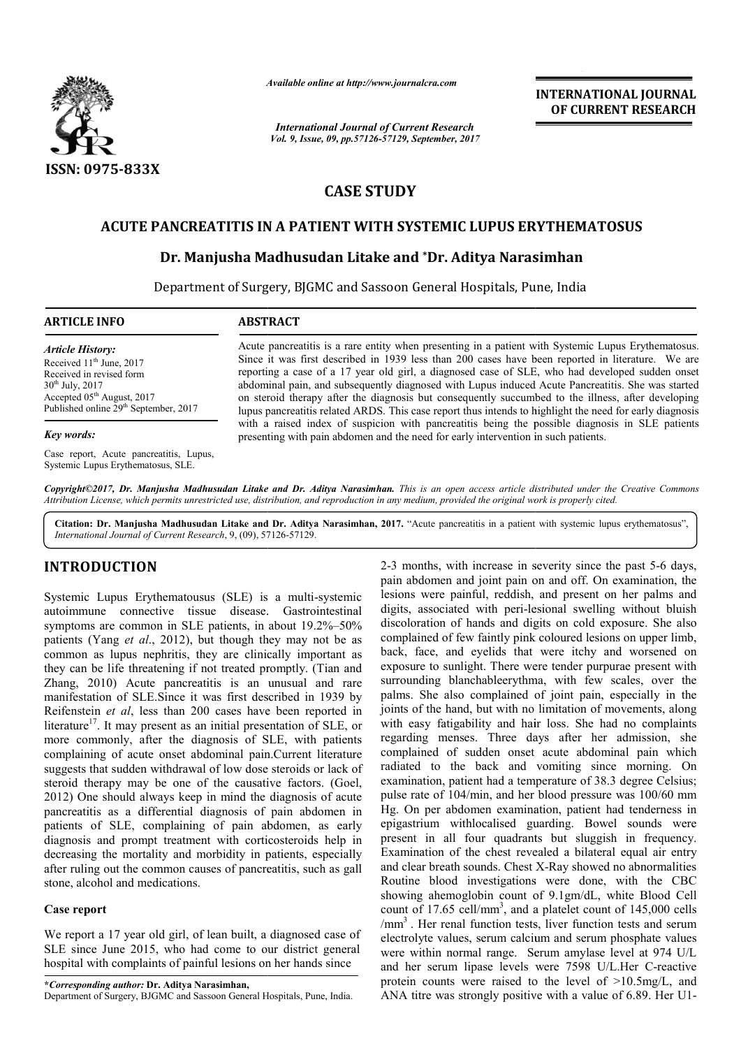*Available online at http://www.journalcra.com*

*International Journal of Current Research*
*Vol. 9, Issue, 09, pp.57126-57129, September, 2017*

**INTERNATIONAL JOURNAL OF CURRENT RESEARCH**

ISSN: 0975-833X

# CASE STUDY

# ACUTE PANCREATITIS IN A PATIENT WITH SYSTEMIC LUPUS ERYTHEMATOSUS

**Dr. Manjusha Madhusudan Litake and \*Dr. Aditya Narasimhan**

Department of Surgery, BJGMC and Sassoon General Hospitals, Pune, India

**ARTICLE INFO**

*Article History:*
Received 11th June, 2017
Received in revised form
30th July, 2017
Accepted 05th August, 2017
Published online 29th September, 2017

*Key words:*
Case report, Acute pancreatitis, Lupus, Systemic Lupus Erythematosus, SLE.

**ABSTRACT**

Acute pancreatitis is a rare entity when presenting in a patient with Systemic Lupus Erythematosus. Since it was first described in 1939 less than 200 cases have been reported in literature. We are reporting a case of a 17 year old girl, a diagnosed case of SLE, who had developed sudden onset abdominal pain, and subsequently diagnosed with Lupus induced Acute Pancreatitis. She was started on steroid therapy after the diagnosis but consequently succumbed to the illness, after developing lupus pancreatitis related ARDS. This case report thus intends to highlight the need for early diagnosis with a raised index of suspicion with pancreatitis being the possible diagnosis in SLE patients presenting with pain abdomen and the need for early intervention in such patients.

*Copyright©2017, Dr. Manjusha Madhusudan Litake and Dr. Aditya Narasimhan. This is an open access article distributed under the Creative Commons Attribution License, which permits unrestricted use, distribution, and reproduction in any medium, provided the original work is properly cited.*

**Citation: Dr. Manjusha Madhusudan Litake and Dr. Aditya Narasimhan, 2017.** "Acute pancreatitis in a patient with systemic lupus erythematosus", *International Journal of Current Research*, 9, (09), 57126-57129.

## INTRODUCTION

Systemic Lupus Erythematousus (SLE) is a multi-systemic autoimmune connective tissue disease. Gastrointestinal symptoms are common in SLE patients, in about 19.2%–50% patients (Yang *et al*., 2012), but though they may not be as common as lupus nephritis, they are clinically important as they can be life threatening if not treated promptly. (Tian and Zhang, 2010) Acute pancreatitis is an unusual and rare manifestation of SLE.Since it was first described in 1939 by Reifenstein *et al*, less than 200 cases have been reported in literature[17]. It may present as an initial presentation of SLE, or more commonly, after the diagnosis of SLE, with patients complaining of acute onset abdominal pain.Current literature suggests that sudden withdrawal of low dose steroids or lack of steroid therapy may be one of the causative factors. (Goel, 2012) One should always keep in mind the diagnosis of acute pancreatitis as a differential diagnosis of pain abdomen in patients of SLE, complaining of pain abdomen, as early diagnosis and prompt treatment with corticosteroids help in decreasing the mortality and morbidity in patients, especially after ruling out the common causes of pancreatitis, such as gall stone, alcohol and medications.

### Case report

We report a 17 year old girl, of lean built, a diagnosed case of SLE since June 2015, who had come to our district general hospital with complaints of painful lesions on her hands since 2-3 months, with increase in severity since the past 5-6 days, pain abdomen and joint pain on and off. On examination, the lesions were painful, reddish, and present on her palms and digits, associated with peri-lesional swelling without bluish discoloration of hands and digits on cold exposure. She also complained of few faintly pink coloured lesions on upper limb, back, face, and eyelids that were itchy and worsened on exposure to sunlight. There were tender purpurae present with surrounding blanchableerythma, with few scales, over the palms. She also complained of joint pain, especially in the joints of the hand, but with no limitation of movements, along with easy fatigability and hair loss. She had no complaints regarding menses. Three days after her admission, she complained of sudden onset acute abdominal pain which radiated to the back and vomiting since morning. On examination, patient had a temperature of 38.3 degree Celsius; pulse rate of 104/min, and her blood pressure was 100/60 mm Hg. On per abdomen examination, patient had tenderness in epigastrium withlocalised guarding. Bowel sounds were present in all four quadrants but sluggish in frequency. Examination of the chest revealed a bilateral equal air entry and clear breath sounds. Chest X-Ray showed no abnormalities Routine blood investigations were done, with the CBC showing ahemoglobin count of 9.1gm/dL, white Blood Cell count of 17.65 cell/mm$^3$, and a platelet count of 145,000 cells /mm$^3$ . Her renal function tests, liver function tests and serum electrolyte values, serum calcium and serum phosphate values were within normal range. Serum amylase level at 974 U/L and her serum lipase levels were 7598 U/L.Her C-reactive protein counts were raised to the level of >10.5mg/L, and ANA titre was strongly positive with a value of 6.89. Her U1-

**\*Corresponding author: Dr. Aditya Narasimhan,**
Department of Surgery, BJGMC and Sassoon General Hospitals, Pune, India.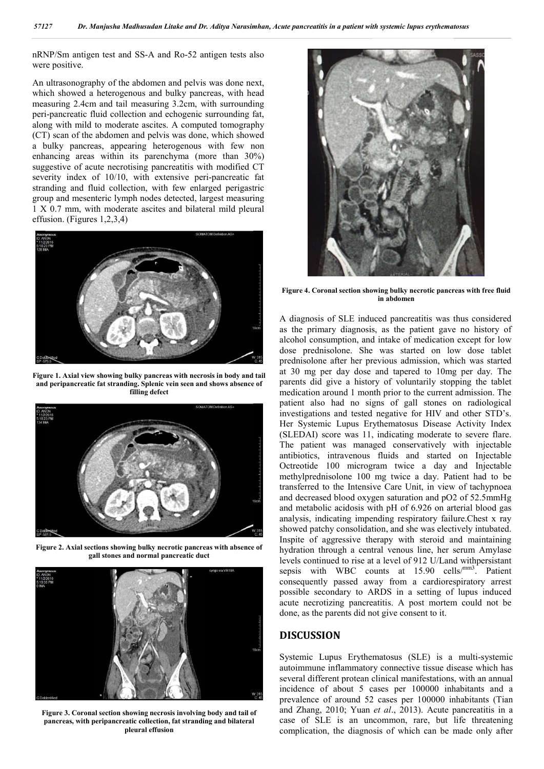nRNP/Sm antigen test and SS-A and Ro-52 antigen tests also were positive.

An ultrasonography of the abdomen and pelvis was done next, which showed a heterogenous and bulky pancreas, with head measuring 2.4cm and tail measuring 3.2cm, with surrounding peri-pancreatic fluid collection and echogenic surrounding fat, along with mild to moderate ascites. A computed tomography (CT) scan of the abdomen and pelvis was done, which showed a bulky pancreas, appearing heterogenous with few non enhancing areas within its parenchyma (more than 30%) suggestive of acute necrotising pancreatitis with modified CT severity index of 10/10, with extensive peri-pancreatic fat stranding and fluid collection, with few enlarged perigastric group and mesenteric lymph nodes detected, largest measuring 1 X 0.7 mm, with moderate ascites and bilateral mild pleural effusion. (Figures 1,2,3,4)

**Figure 1. Axial view showing bulky pancreas with necrosis in body and tail and peripancreatic fat stranding. Splenic vein seen and shows absence of filling defect**

**Figure 2. Axial sections showing bulky necrotic pancreas with absence of gall stones and normal pancreatic duct**

**Figure 3. Coronal section showing necrosis involving body and tail of pancreas, with peripancreatic collection, fat stranding and bilateral pleural effusion**

**Figure 4. Coronal section showing bulky necrotic pancreas with free fluid in abdomen**

A diagnosis of SLE induced pancreatitis was thus considered as the primary diagnosis, as the patient gave no history of alcohol consumption, and intake of medication except for low dose prednisolone. She was started on low dose tablet prednisolone after her previous admission, which was started at 30 mg per day dose and tapered to 10mg per day. The parents did give a history of voluntarily stopping the tablet medication around 1 month prior to the current admission. The patient also had no signs of gall stones on radiological investigations and tested negative for HIV and other STD's. Her Systemic Lupus Erythematosus Disease Activity Index (SLEDAI) score was 11, indicating moderate to severe flare. The patient was managed conservatively with injectable antibiotics, intravenous fluids and started on Injectable Octreotide 100 microgram twice a day and Injectable methylprednisolone 100 mg twice a day. Patient had to be transferred to the Intensive Care Unit, in view of tachypnoea and decreased blood oxygen saturation and pO2 of 52.5mmHg and metabolic acidosis with pH of 6.926 on arterial blood gas analysis, indicating impending respiratory failure.Chest x ray showed patchy consolidation, and she was electively intubated. Inspite of aggressive therapy with steroid and maintaining hydration through a central venous line, her serum Amylase levels continued to rise at a level of 912 U/Land withpersistant sepsis with WBC counts at 15.90 cells/$^{mm3}$. Patient consequently passed away from a cardiorespiratory arrest possible secondary to ARDS in a setting of lupus induced acute necrotizing pancreatitis. A post mortem could not be done, as the parents did not give consent to it.

## DISCUSSION

Systemic Lupus Erythematosus (SLE) is a multi-systemic autoimmune inflammatory connective tissue disease which has several different protean clinical manifestations, with an annual incidence of about 5 cases per 100000 inhabitants and a prevalence of around 52 cases per 100000 inhabitants (Tian and Zhang, 2010; Yuan *et al*., 2013). Acute pancreatitis in a case of SLE is an uncommon, rare, but life threatening complication, the diagnosis of which can be made only after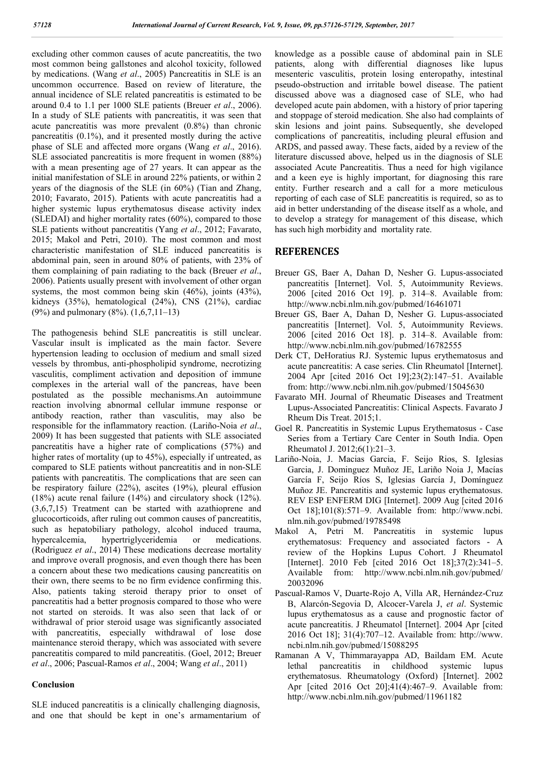excluding other common causes of acute pancreatitis, the two most common being gallstones and alcohol toxicity, followed by medications. (Wang *et al*., 2005) Pancreatitis in SLE is an uncommon occurrence. Based on review of literature, the annual incidence of SLE related pancreatitis is estimated to be around 0.4 to 1.1 per 1000 SLE patients (Breuer *et al*., 2006). In a study of SLE patients with pancreatitis, it was seen that acute pancreatitis was more prevalent (0.8%) than chronic pancreatitis (0.1%), and it presented mostly during the active phase of SLE and affected more organs (Wang *et al*., 2016). SLE associated pancreatitis is more frequent in women (88%) with a mean presenting age of 27 years. It can appear as the initial manifestation of SLE in around 22% patients, or within 2 years of the diagnosis of the SLE (in 60%) (Tian and Zhang, 2010; Favarato, 2015). Patients with acute pancreatitis had a higher systemic lupus erythematosus disease activity index (SLEDAI) and higher mortality rates (60%), compared to those SLE patients without pancreatitis (Yang *et al*., 2012; Favarato, 2015; Makol and Petri, 2010). The most common and most characteristic manifestation of SLE induced pancreatitis is abdominal pain, seen in around 80% of patients, with 23% of them complaining of pain radiating to the back (Breuer *et al*., 2006). Patients usually present with involvement of other organ systems, the most common being skin (46%), joints (43%), kidneys (35%), hematological (24%), CNS (21%), cardiac (9%) and pulmonary (8%). (1,6,7,11–13)

The pathogenesis behind SLE pancreatitis is still unclear. Vascular insult is implicated as the main factor. Severe hypertension leading to occlusion of medium and small sized vessels by thrombus, anti-phospholipid syndrome, necrotizing vasculitis, compliment activation and deposition of immune complexes in the arterial wall of the pancreas, have been postulated as the possible mechanisms.An autoimmune reaction involving abnormal cellular immune response or antibody reaction, rather than vasculitis, may also be responsible for the inflammatory reaction. (Lariño-Noia *et al*., 2009) It has been suggested that patients with SLE associated pancreatitis have a higher rate of complications (57%) and higher rates of mortality (up to 45%), especially if untreated, as compared to SLE patients without pancreatitis and in non-SLE patients with pancreatitis. The complications that are seen can be respiratory failure (22%), ascites (19%), pleural effusion (18%) acute renal failure (14%) and circulatory shock (12%). (3,6,7,15) Treatment can be started with azathioprene and glucocorticoids, after ruling out common causes of pancreatitis, such as hepatobiliary pathology, alcohol induced trauma, hypercalcemia, hypertriglyceridemia or medications. (Rodriguez *et al*., 2014) These medications decrease mortality and improve overall prognosis, and even though there has been a concern about these two medications causing pancreatitis on their own, there seems to be no firm evidence confirming this. Also, patients taking steroid therapy prior to onset of pancreatitis had a better prognosis compared to those who were not started on steroids. It was also seen that lack of or withdrawal of prior steroid usage was significantly associated with pancreatitis, especially withdrawal of lose dose maintenance steroid therapy, which was associated with severe pancreatitis compared to mild pancreatitis. (Goel, 2012; Breuer *et al*., 2006; Pascual-Ramos *et al*., 2004; Wang *et al*., 2011)

### Conclusion

SLE induced pancreatitis is a clinically challenging diagnosis, and one that should be kept in one's armamentarium of knowledge as a possible cause of abdominal pain in SLE patients, along with differential diagnoses like lupus mesenteric vasculitis, protein losing enteropathy, intestinal pseudo-obstruction and irritable bowel disease. The patient discussed above was a diagnosed case of SLE, who had developed acute pain abdomen, with a history of prior tapering and stoppage of steroid medication. She also had complaints of skin lesions and joint pains. Subsequently, she developed complications of pancreatitis, including pleural effusion and ARDS, and passed away. These facts, aided by a review of the literature discussed above, helped us in the diagnosis of SLE associated Acute Pancreatitis. Thus a need for high vigilance and a keen eye is highly important, for diagnosing this rare entity. Further research and a call for a more meticulous reporting of each case of SLE pancreatitis is required, so as to aid in better understanding of the disease itself as a whole, and to develop a strategy for management of this disease, which has such high morbidity and mortality rate.

## REFERENCES

Breuer GS, Baer A, Dahan D, Nesher G. Lupus-associated pancreatitis [Internet]. Vol. 5, Autoimmunity Reviews. 2006 [cited 2016 Oct 19]. p. 314–8. Available from: http://www.ncbi.nlm.nih.gov/pubmed/16461071

Breuer GS, Baer A, Dahan D, Nesher G. Lupus-associated pancreatitis [Internet]. Vol. 5, Autoimmunity Reviews. 2006 [cited 2016 Oct 18]. p. 314–8. Available from: http://www.ncbi.nlm.nih.gov/pubmed/16782555

Derk CT, DeHoratius RJ. Systemic lupus erythematosus and acute pancreatitis: A case series. Clin Rheumatol [Internet]. 2004 Apr [cited 2016 Oct 19];23(2):147–51. Available from: http://www.ncbi.nlm.nih.gov/pubmed/15045630

Favarato MH. Journal of Rheumatic Diseases and Treatment Lupus-Associated Pancreatitis: Clinical Aspects. Favarato J Rheum Dis Treat. 2015;1.

Goel R. Pancreatitis in Systemic Lupus Erythematosus - Case Series from a Tertiary Care Center in South India. Open Rheumatol J. 2012;6(1):21–3.

Lariño-Noia, J. Macias Garcia, F. Seijo Rios, S. Iglesias Garcia, J. Dominguez Muñoz JE, Lariño Noia J, Macías García F, Seijo Ríos S, Iglesias García J, Domínguez Muñoz JE. Pancreatitis and systemic lupus erythematosus. REV ESP ENFERM DIG [Internet]. 2009 Aug [cited 2016 Oct 18];101(8):571–9. Available from: http://www.ncbi.nlm.nih.gov/pubmed/19785498

Makol A, Petri M. Pancreatitis in systemic lupus erythematosus: Frequency and associated factors - A review of the Hopkins Lupus Cohort. J Rheumatol [Internet]. 2010 Feb [cited 2016 Oct 18];37(2):341–5. Available from: http://www.ncbi.nlm.nih.gov/pubmed/20032096

Pascual-Ramos V, Duarte-Rojo A, Villa AR, Hernández-Cruz B, Alarcón-Segovia D, Alcocer-Varela J, *et al*. Systemic lupus erythematosus as a cause and prognostic factor of acute pancreatitis. J Rheumatol [Internet]. 2004 Apr [cited 2016 Oct 18]; 31(4):707–12. Available from: http://www.ncbi.nlm.nih.gov/pubmed/15088295

Ramanan A V, Thimmarayappa AD, Baildam EM. Acute lethal pancreatitis in childhood systemic lupus erythematosus. Rheumatology (Oxford) [Internet]. 2002 Apr [cited 2016 Oct 20];41(4):467–9. Available from: http://www.ncbi.nlm.nih.gov/pubmed/11961182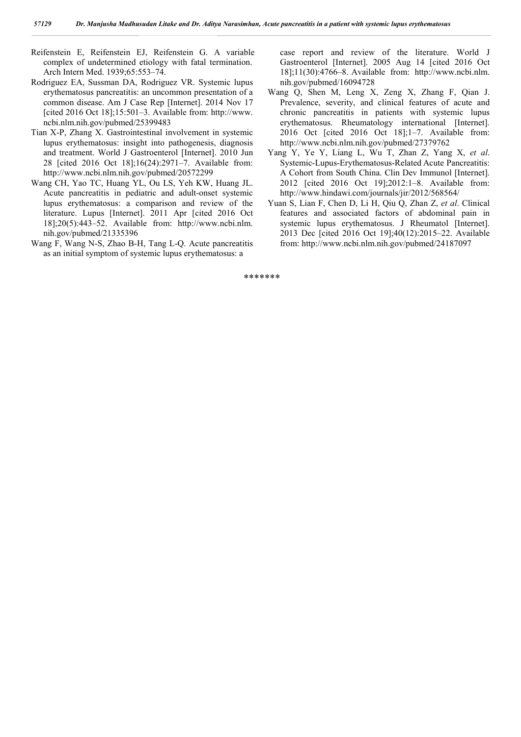Reifenstein E, Reifenstein EJ, Reifenstein G. A variable complex of undetermined etiology with fatal termination. Arch Intern Med. 1939;65:553–74.

Rodriguez EA, Sussman DA, Rodriguez VR. Systemic lupus erythematosus pancreatitis: an uncommon presentation of a common disease. Am J Case Rep [Internet]. 2014 Nov 17 [cited 2016 Oct 18];15:501–3. Available from: http://www.ncbi.nlm.nih.gov/pubmed/25399483

Tian X-P, Zhang X. Gastrointestinal involvement in systemic lupus erythematosus: insight into pathogenesis, diagnosis and treatment. World J Gastroenterol [Internet]. 2010 Jun 28 [cited 2016 Oct 18];16(24):2971–7. Available from: http://www.ncbi.nlm.nih.gov/pubmed/20572299

Wang CH, Yao TC, Huang YL, Ou LS, Yeh KW, Huang JL. Acute pancreatitis in pediatric and adult-onset systemic lupus erythematosus: a comparison and review of the literature. Lupus [Internet]. 2011 Apr [cited 2016 Oct 18];20(5):443–52. Available from: http://www.ncbi.nlm.nih.gov/pubmed/21335396

Wang F, Wang N-S, Zhao B-H, Tang L-Q. Acute pancreatitis as an initial symptom of systemic lupus erythematosus: a case report and review of the literature. World J Gastroenterol [Internet]. 2005 Aug 14 [cited 2016 Oct 18];11(30):4766–8. Available from: http://www.ncbi.nlm.nih.gov/pubmed/16094728

Wang Q, Shen M, Leng X, Zeng X, Zhang F, Qian J. Prevalence, severity, and clinical features of acute and chronic pancreatitis in patients with systemic lupus erythematosus. Rheumatology international [Internet]. 2016 Oct [cited 2016 Oct 18];1–7. Available from: http://www.ncbi.nlm.nih.gov/pubmed/27379762

Yang Y, Ye Y, Liang L, Wu T, Zhan Z, Yang X, *et al*. Systemic-Lupus-Erythematosus-Related Acute Pancreatitis: A Cohort from South China. Clin Dev Immunol [Internet]. 2012 [cited 2016 Oct 19];2012:1–8. Available from: http://www.hindawi.com/journals/jir/2012/568564/

Yuan S, Lian F, Chen D, Li H, Qiu Q, Zhan Z, *et al*. Clinical features and associated factors of abdominal pain in systemic lupus erythematosus. J Rheumatol [Internet]. 2013 Dec [cited 2016 Oct 19];40(12):2015–22. Available from: http://www.ncbi.nlm.nih.gov/pubmed/24187097

*******